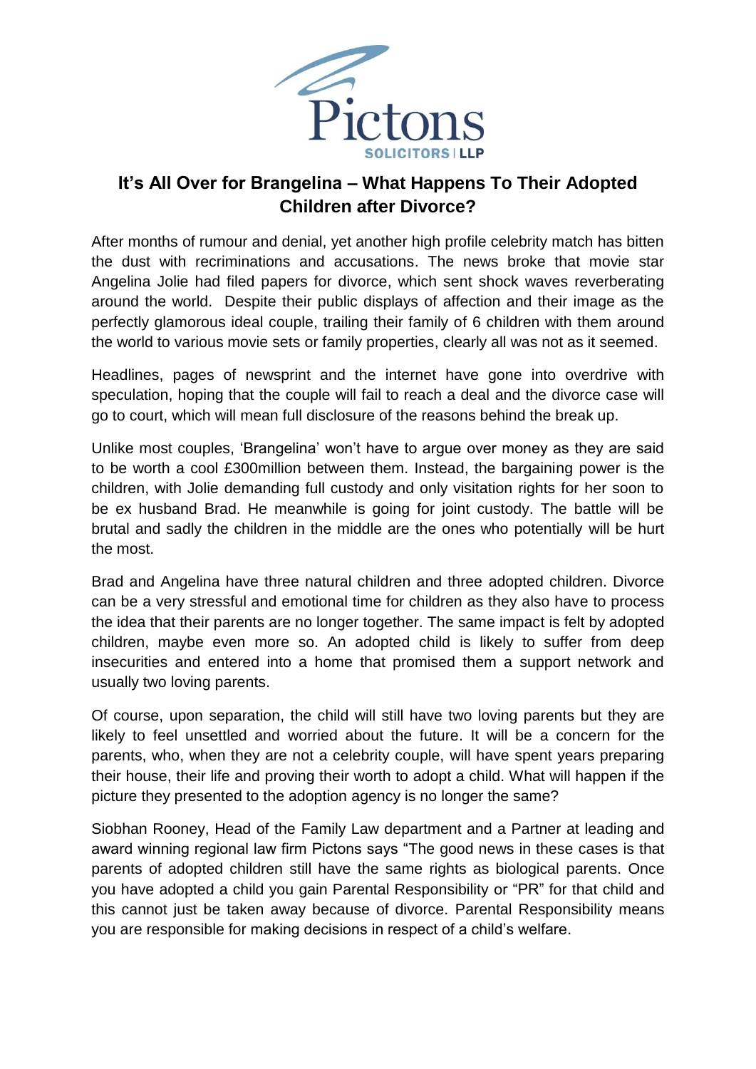# It's All Over for Brangelina – What Happens To Their Adopted Children after Divorce?

After months of rumour and denial, yet another high profile celebrity match has bitten the dust with recriminations and accusations. The news broke that movie star Angelina Jolie had filed papers for divorce, which sent shock waves reverberating around the world. Despite their public displays of affection and their image as the perfectly glamorous ideal couple, trailing their family of 6 children with them around the world to various movie sets or family properties, clearly all was not as it seemed.

Headlines, pages of newsprint and the internet have gone into overdrive with speculation, hoping that the couple will fail to reach a deal and the divorce case will go to court, which will mean full disclosure of the reasons behind the break up.

Unlike most couples, 'Brangelina' won't have to argue over money as they are said to be worth a cool £300million between them. Instead, the bargaining power is the children, with Jolie demanding full custody and only visitation rights for her soon to be ex husband Brad. He meanwhile is going for joint custody. The battle will be brutal and sadly the children in the middle are the ones who potentially will be hurt the most.

Brad and Angelina have three natural children and three adopted children. Divorce can be a very stressful and emotional time for children as they also have to process the idea that their parents are no longer together. The same impact is felt by adopted children, maybe even more so. An adopted child is likely to suffer from deep insecurities and entered into a home that promised them a support network and usually two loving parents.

Of course, upon separation, the child will still have two loving parents but they are likely to feel unsettled and worried about the future. It will be a concern for the parents, who, when they are not a celebrity couple, will have spent years preparing their house, their life and proving their worth to adopt a child. What will happen if the picture they presented to the adoption agency is no longer the same?

Siobhan Rooney, Head of the Family Law department and a Partner at leading and award winning regional law firm Pictons says "The good news in these cases is that parents of adopted children still have the same rights as biological parents. Once you have adopted a child you gain Parental Responsibility or "PR" for that child and this cannot just be taken away because of divorce. Parental Responsibility means you are responsible for making decisions in respect of a child's welfare.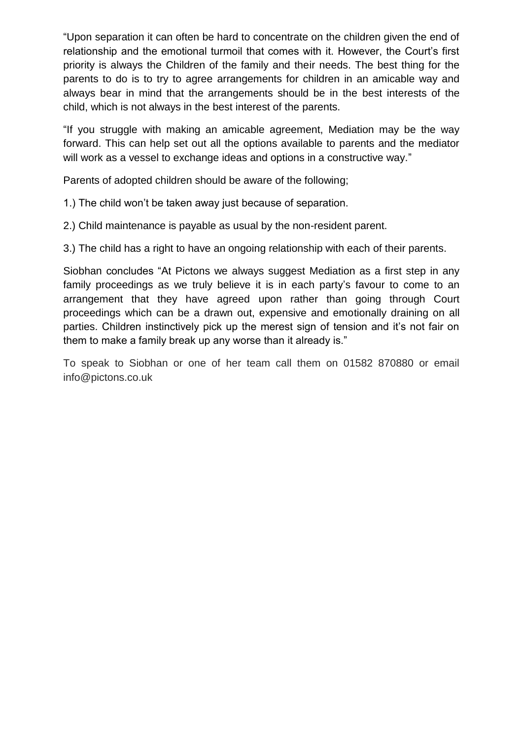"Upon separation it can often be hard to concentrate on the children given the end of relationship and the emotional turmoil that comes with it. However, the Court's first priority is always the Children of the family and their needs. The best thing for the parents to do is to try to agree arrangements for children in an amicable way and always bear in mind that the arrangements should be in the best interests of the child, which is not always in the best interest of the parents.

"If you struggle with making an amicable agreement, Mediation may be the way forward. This can help set out all the options available to parents and the mediator will work as a vessel to exchange ideas and options in a constructive way."

Parents of adopted children should be aware of the following;

1.) The child won't be taken away just because of separation.

2.) Child maintenance is payable as usual by the non-resident parent.

3.) The child has a right to have an ongoing relationship with each of their parents.

Siobhan concludes "At Pictons we always suggest Mediation as a first step in any family proceedings as we truly believe it is in each party's favour to come to an arrangement that they have agreed upon rather than going through Court proceedings which can be a drawn out, expensive and emotionally draining on all parties. Children instinctively pick up the merest sign of tension and it's not fair on them to make a family break up any worse than it already is."

To speak to Siobhan or one of her team call them on 01582 870880 or email info@pictons.co.uk